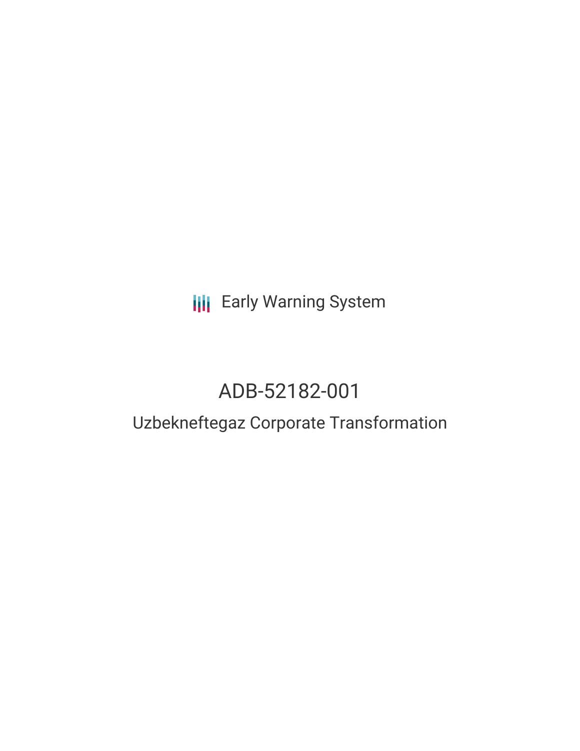Early Warning System

# ADB-52182-001

## Uzbekneftegaz Corporate Transformation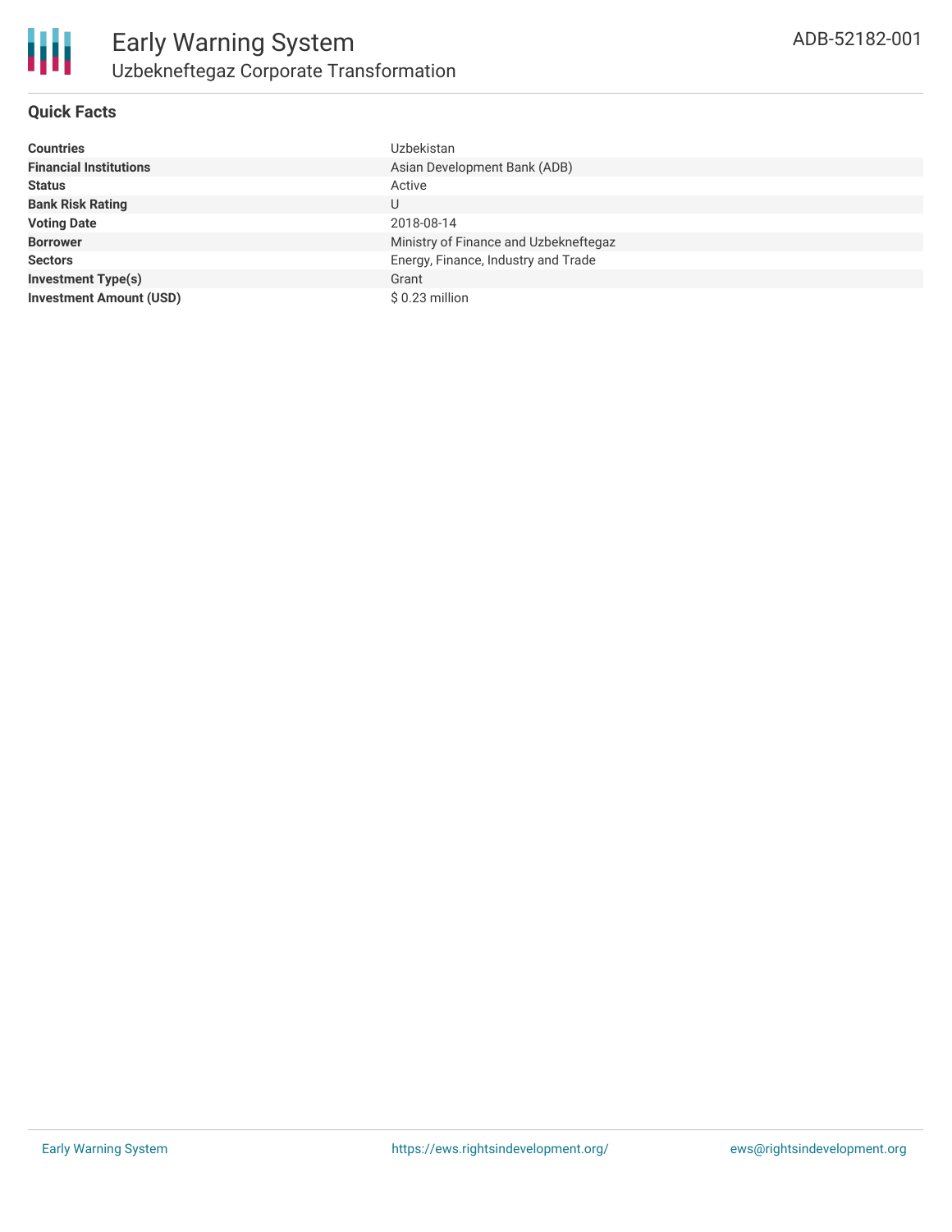# Early Warning System

## Uzbekneftegaz Corporate Transformation

ADB-52182-001

### Quick Facts

| | |
|---|---|
| **Countries** | Uzbekistan |
| **Financial Institutions** | Asian Development Bank (ADB) |
| **Status** | Active |
| **Bank Risk Rating** | U |
| **Voting Date** | 2018-08-14 |
| **Borrower** | Ministry of Finance and Uzbekneftegaz |
| **Sectors** | Energy, Finance, Industry and Trade |
| **Investment Type(s)** | Grant |
| **Investment Amount (USD)** | $ 0.23 million |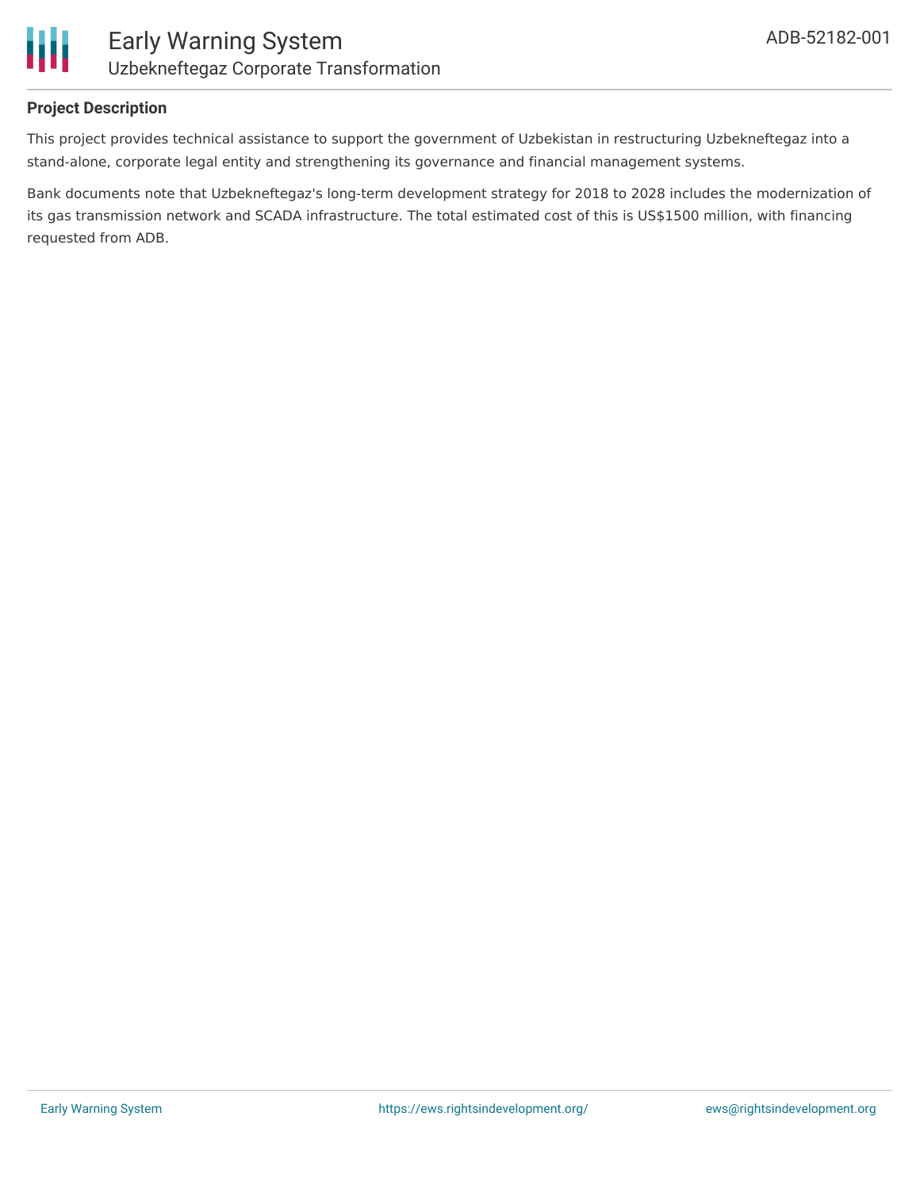### Project Description

This project provides technical assistance to support the government of Uzbekistan in restructuring Uzbekneftegaz into a stand-alone, corporate legal entity and strengthening its governance and financial management systems.

Bank documents note that Uzbekneftegaz's long-term development strategy for 2018 to 2028 includes the modernization of its gas transmission network and SCADA infrastructure. The total estimated cost of this is US$1500 million, with financing requested from ADB.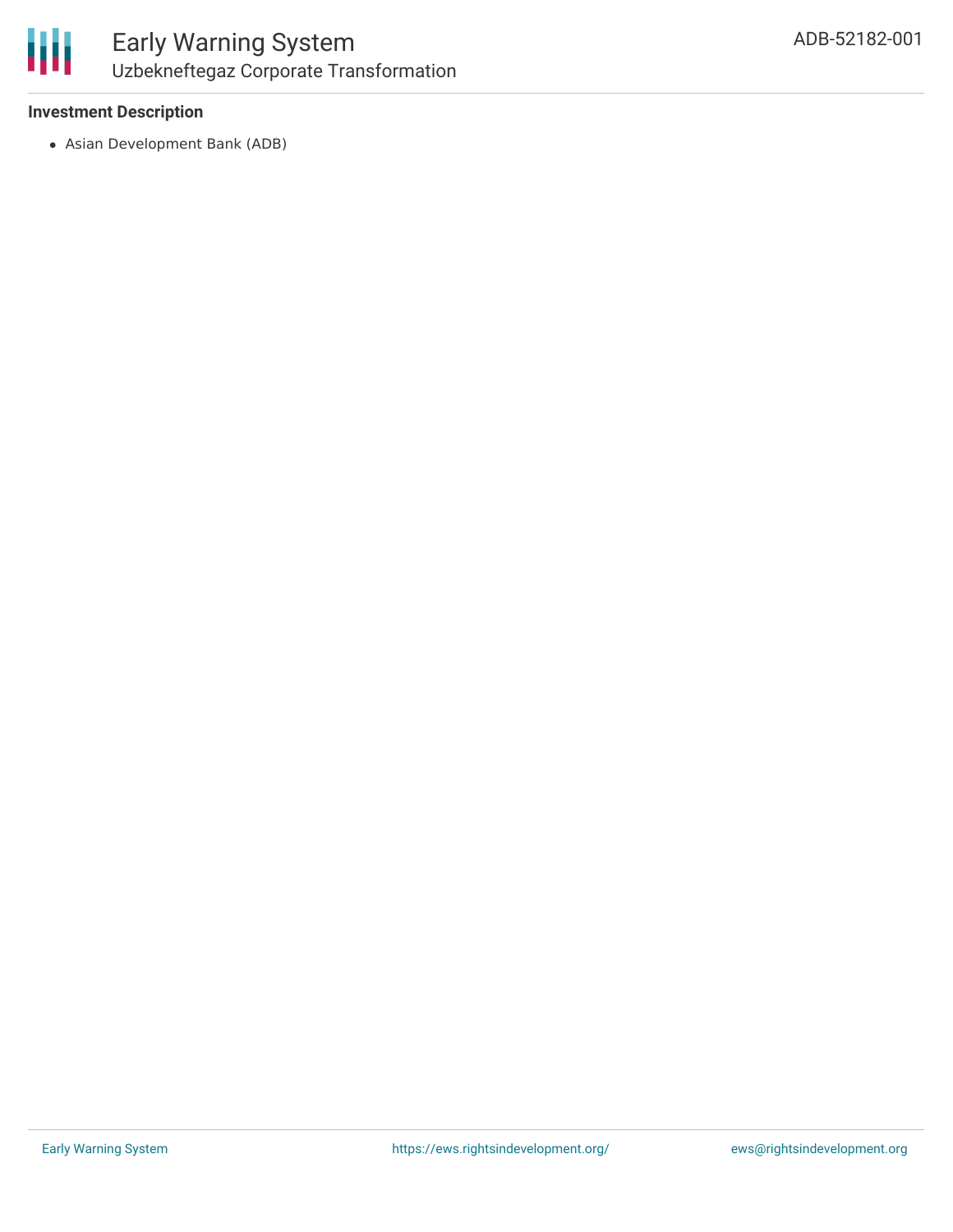**Investment Description**

- Asian Development Bank (ADB)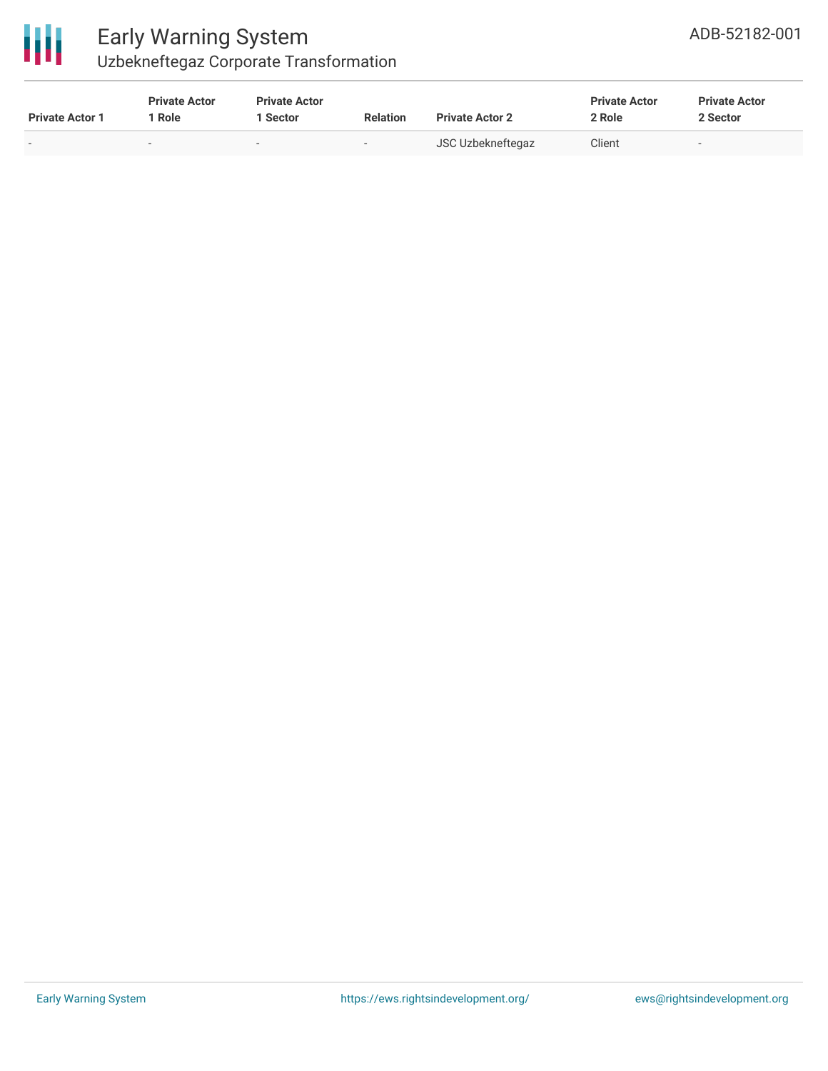| Private Actor 1 | Private Actor 1 Role | Private Actor 1 Sector | Relation | Private Actor 2 | Private Actor 2 Role | Private Actor 2 Sector |
|---|---|---|---|---|---|---|
| - | - | - | - | JSC Uzbekneftegaz | Client | - |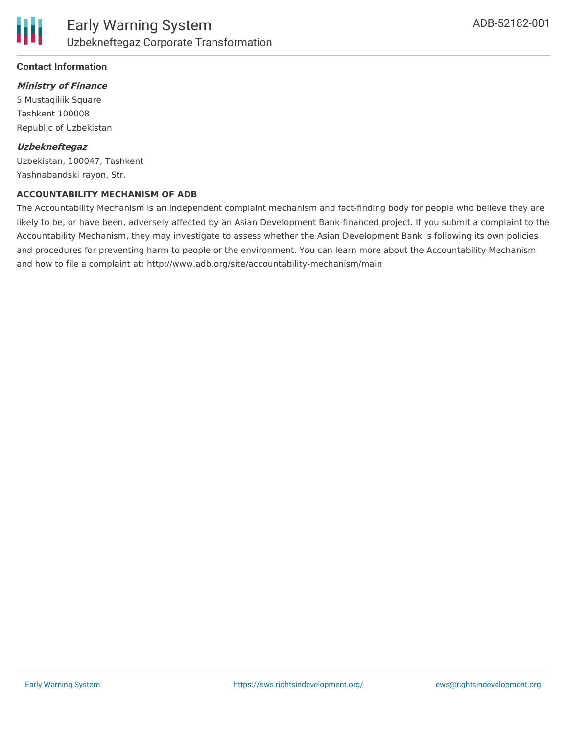## Contact Information

***Ministry of Finance***

5 Mustaqiliik Square
Tashkent 100008
Republic of Uzbekistan

***Uzbekneftegaz***

Uzbekistan, 100047, Tashkent
Yashnabandski rayon, Str.

**ACCOUNTABILITY MECHANISM OF ADB**

The Accountability Mechanism is an independent complaint mechanism and fact-finding body for people who believe they are likely to be, or have been, adversely affected by an Asian Development Bank-financed project. If you submit a complaint to the Accountability Mechanism, they may investigate to assess whether the Asian Development Bank is following its own policies and procedures for preventing harm to people or the environment. You can learn more about the Accountability Mechanism and how to file a complaint at: http://www.adb.org/site/accountability-mechanism/main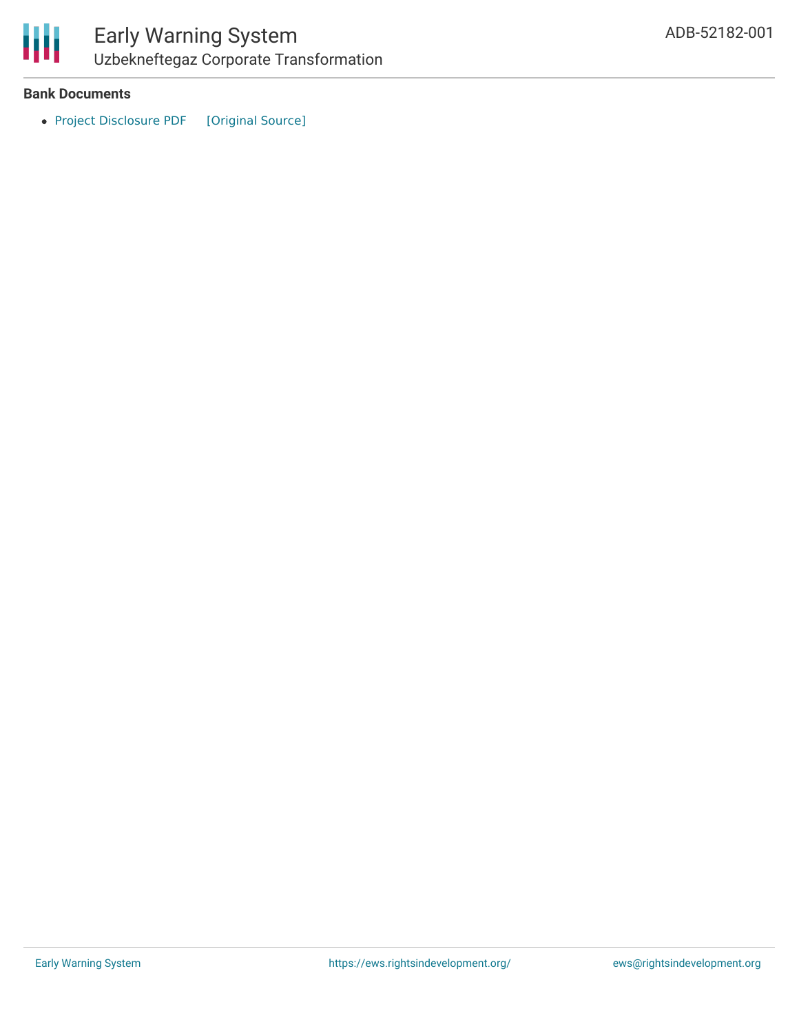**Bank Documents**

- Project Disclosure PDF [Original Source]